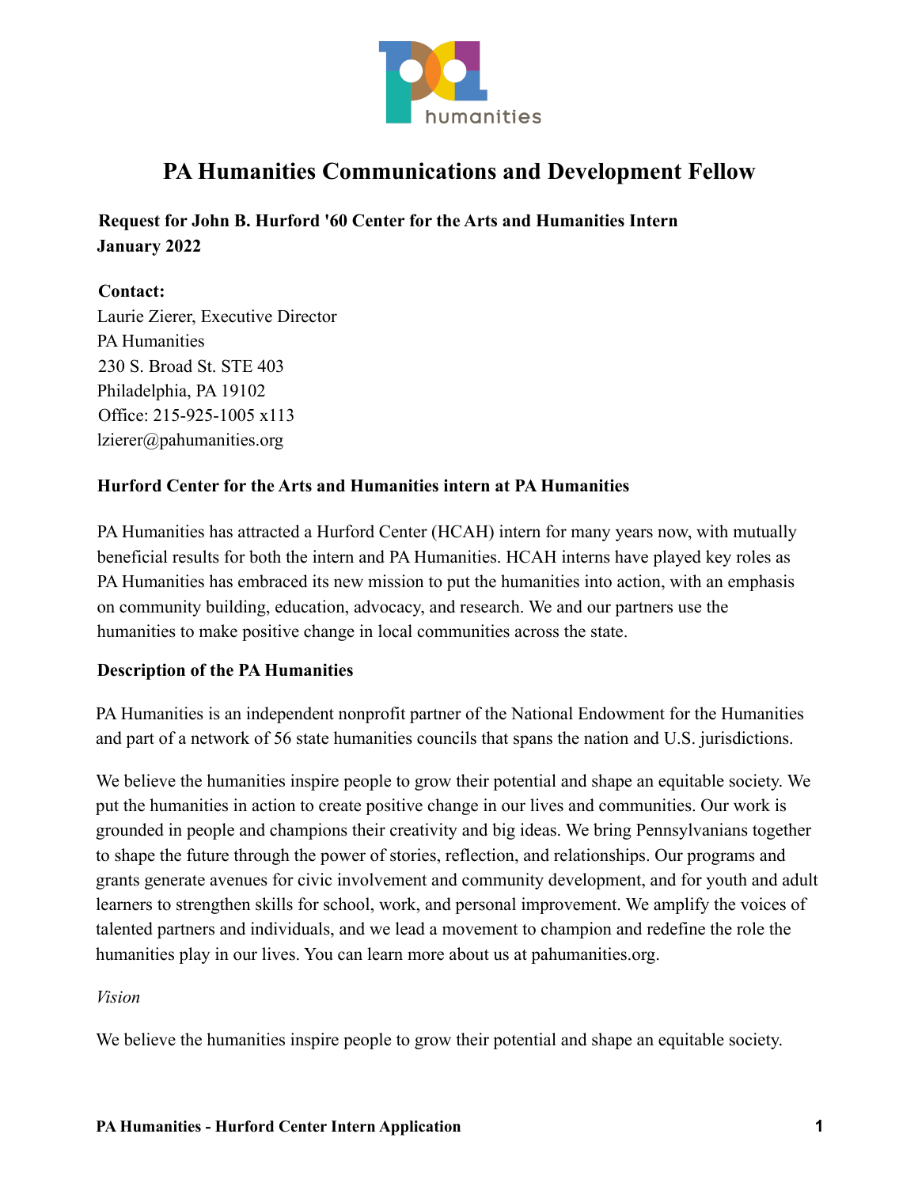# PA Humanities Communications and Development Fellow

**Request for John B. Hurford '60 Center for the Arts and Humanities Intern**
**January 2022**

**Contact:**
Laurie Zierer, Executive Director
PA Humanities
230 S. Broad St. STE 403
Philadelphia, PA 19102
Office: 215-925-1005 x113
lzierer@pahumanities.org

### Hurford Center for the Arts and Humanities intern at PA Humanities

PA Humanities has attracted a Hurford Center (HCAH) intern for many years now, with mutually beneficial results for both the intern and PA Humanities. HCAH interns have played key roles as PA Humanities has embraced its new mission to put the humanities into action, with an emphasis on community building, education, advocacy, and research. We and our partners use the humanities to make positive change in local communities across the state.

### Description of the PA Humanities

PA Humanities is an independent nonprofit partner of the National Endowment for the Humanities and part of a network of 56 state humanities councils that spans the nation and U.S. jurisdictions.

We believe the humanities inspire people to grow their potential and shape an equitable society. We put the humanities in action to create positive change in our lives and communities. Our work is grounded in people and champions their creativity and big ideas. We bring Pennsylvanians together to shape the future through the power of stories, reflection, and relationships. Our programs and grants generate avenues for civic involvement and community development, and for youth and adult learners to strengthen skills for school, work, and personal improvement. We amplify the voices of talented partners and individuals, and we lead a movement to champion and redefine the role the humanities play in our lives. You can learn more about us at pahumanities.org.

*Vision*

We believe the humanities inspire people to grow their potential and shape an equitable society.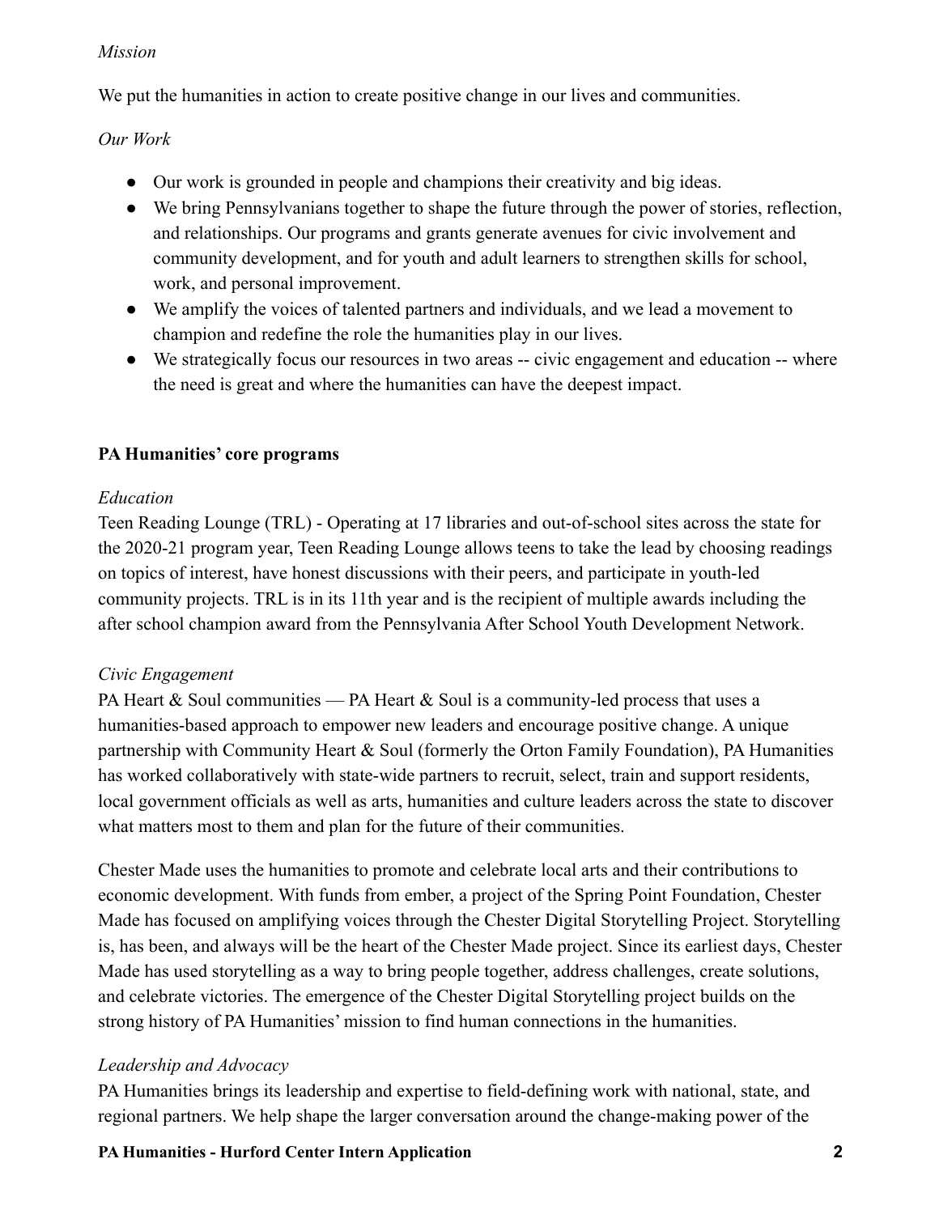*Mission*

We put the humanities in action to create positive change in our lives and communities.

*Our Work*

- Our work is grounded in people and champions their creativity and big ideas.
- We bring Pennsylvanians together to shape the future through the power of stories, reflection, and relationships. Our programs and grants generate avenues for civic involvement and community development, and for youth and adult learners to strengthen skills for school, work, and personal improvement.
- We amplify the voices of talented partners and individuals, and we lead a movement to champion and redefine the role the humanities play in our lives.
- We strategically focus our resources in two areas -- civic engagement and education -- where the need is great and where the humanities can have the deepest impact.

**PA Humanities' core programs**

*Education*

Teen Reading Lounge (TRL) - Operating at 17 libraries and out-of-school sites across the state for the 2020-21 program year, Teen Reading Lounge allows teens to take the lead by choosing readings on topics of interest, have honest discussions with their peers, and participate in youth-led community projects. TRL is in its 11th year and is the recipient of multiple awards including the after school champion award from the Pennsylvania After School Youth Development Network.

*Civic Engagement*

PA Heart & Soul communities — PA Heart & Soul is a community-led process that uses a humanities-based approach to empower new leaders and encourage positive change. A unique partnership with Community Heart & Soul (formerly the Orton Family Foundation), PA Humanities has worked collaboratively with state-wide partners to recruit, select, train and support residents, local government officials as well as arts, humanities and culture leaders across the state to discover what matters most to them and plan for the future of their communities.

Chester Made uses the humanities to promote and celebrate local arts and their contributions to economic development. With funds from ember, a project of the Spring Point Foundation, Chester Made has focused on amplifying voices through the Chester Digital Storytelling Project. Storytelling is, has been, and always will be the heart of the Chester Made project. Since its earliest days, Chester Made has used storytelling as a way to bring people together, address challenges, create solutions, and celebrate victories. The emergence of the Chester Digital Storytelling project builds on the strong history of PA Humanities' mission to find human connections in the humanities.

*Leadership and Advocacy*

PA Humanities brings its leadership and expertise to field-defining work with national, state, and regional partners. We help shape the larger conversation around the change-making power of the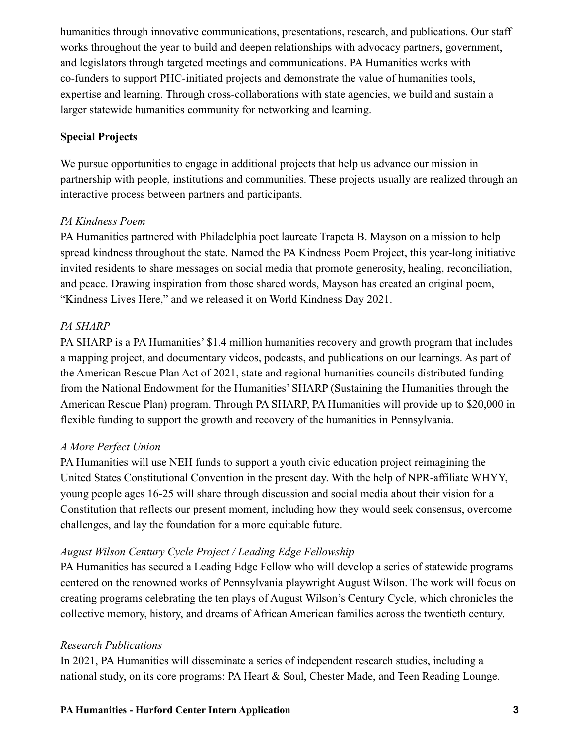humanities through innovative communications, presentations, research, and publications. Our staff works throughout the year to build and deepen relationships with advocacy partners, government, and legislators through targeted meetings and communications. PA Humanities works with co-funders to support PHC-initiated projects and demonstrate the value of humanities tools, expertise and learning. Through cross-collaborations with state agencies, we build and sustain a larger statewide humanities community for networking and learning.

**Special Projects**

We pursue opportunities to engage in additional projects that help us advance our mission in partnership with people, institutions and communities. These projects usually are realized through an interactive process between partners and participants.

*PA Kindness Poem*
PA Humanities partnered with Philadelphia poet laureate Trapeta B. Mayson on a mission to help spread kindness throughout the state. Named the PA Kindness Poem Project, this year-long initiative invited residents to share messages on social media that promote generosity, healing, reconciliation, and peace. Drawing inspiration from those shared words, Mayson has created an original poem, "Kindness Lives Here," and we released it on World Kindness Day 2021.

*PA SHARP*
PA SHARP is a PA Humanities' $1.4 million humanities recovery and growth program that includes a mapping project, and documentary videos, podcasts, and publications on our learnings. As part of the American Rescue Plan Act of 2021, state and regional humanities councils distributed funding from the National Endowment for the Humanities' SHARP (Sustaining the Humanities through the American Rescue Plan) program. Through PA SHARP, PA Humanities will provide up to $20,000 in flexible funding to support the growth and recovery of the humanities in Pennsylvania.

*A More Perfect Union*
PA Humanities will use NEH funds to support a youth civic education project reimagining the United States Constitutional Convention in the present day. With the help of NPR-affiliate WHYY, young people ages 16-25 will share through discussion and social media about their vision for a Constitution that reflects our present moment, including how they would seek consensus, overcome challenges, and lay the foundation for a more equitable future.

*August Wilson Century Cycle Project / Leading Edge Fellowship*
PA Humanities has secured a Leading Edge Fellow who will develop a series of statewide programs centered on the renowned works of Pennsylvania playwright August Wilson. The work will focus on creating programs celebrating the ten plays of August Wilson's Century Cycle, which chronicles the collective memory, history, and dreams of African American families across the twentieth century.

*Research Publications*
In 2021, PA Humanities will disseminate a series of independent research studies, including a national study, on its core programs: PA Heart & Soul, Chester Made, and Teen Reading Lounge.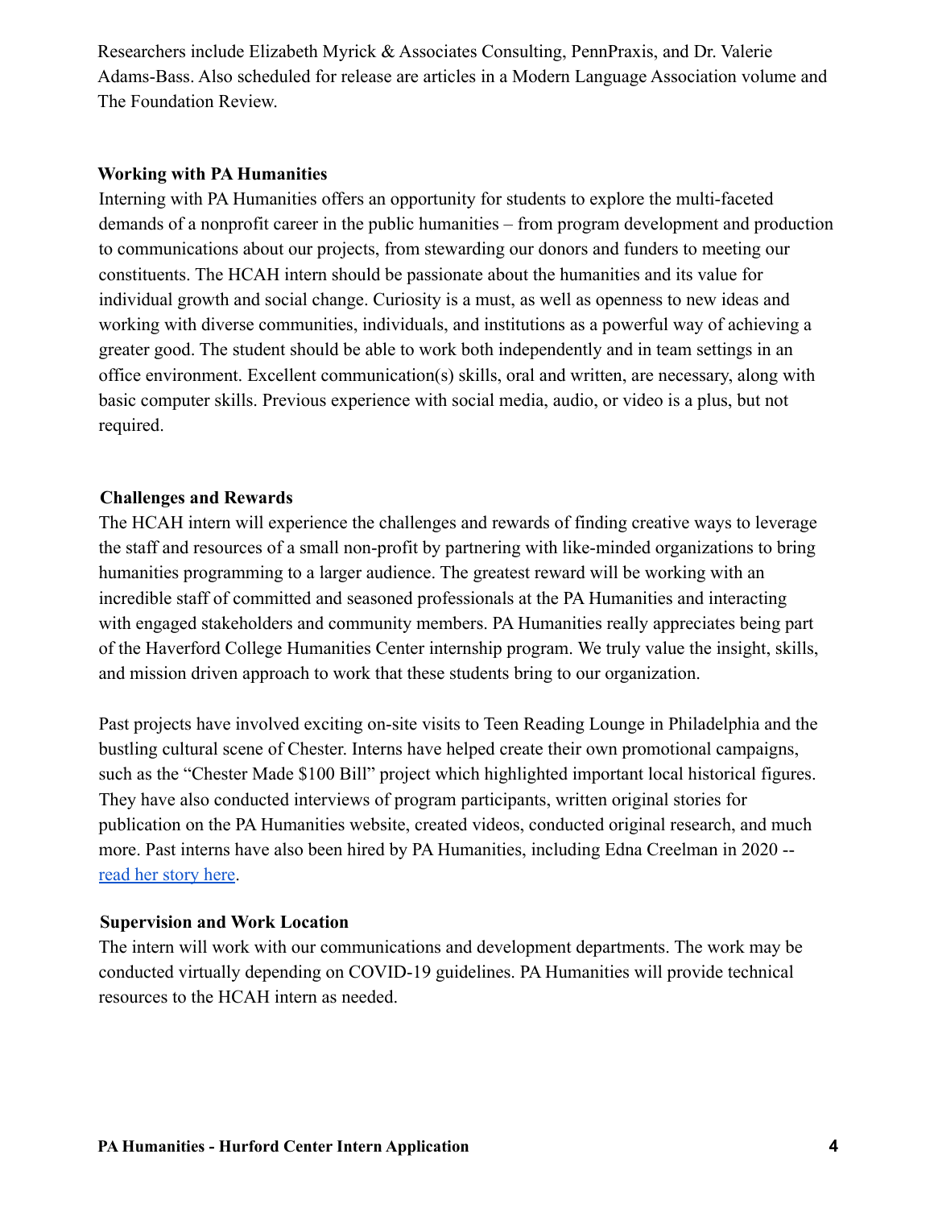Researchers include Elizabeth Myrick & Associates Consulting, PennPraxis, and Dr. Valerie Adams-Bass. Also scheduled for release are articles in a Modern Language Association volume and The Foundation Review.

**Working with PA Humanities**

Interning with PA Humanities offers an opportunity for students to explore the multi-faceted demands of a nonprofit career in the public humanities – from program development and production to communications about our projects, from stewarding our donors and funders to meeting our constituents. The HCAH intern should be passionate about the humanities and its value for individual growth and social change. Curiosity is a must, as well as openness to new ideas and working with diverse communities, individuals, and institutions as a powerful way of achieving a greater good. The student should be able to work both independently and in team settings in an office environment. Excellent communication(s) skills, oral and written, are necessary, along with basic computer skills. Previous experience with social media, audio, or video is a plus, but not required.

**Challenges and Rewards**

The HCAH intern will experience the challenges and rewards of finding creative ways to leverage the staff and resources of a small non-profit by partnering with like-minded organizations to bring humanities programming to a larger audience. The greatest reward will be working with an incredible staff of committed and seasoned professionals at the PA Humanities and interacting with engaged stakeholders and community members. PA Humanities really appreciates being part of the Haverford College Humanities Center internship program. We truly value the insight, skills, and mission driven approach to work that these students bring to our organization.

Past projects have involved exciting on-site visits to Teen Reading Lounge in Philadelphia and the bustling cultural scene of Chester. Interns have helped create their own promotional campaigns, such as the "Chester Made $100 Bill" project which highlighted important local historical figures. They have also conducted interviews of program participants, written original stories for publication on the PA Humanities website, created videos, conducted original research, and much more. Past interns have also been hired by PA Humanities, including Edna Creelman in 2020 -- read her story here.

**Supervision and Work Location**

The intern will work with our communications and development departments. The work may be conducted virtually depending on COVID-19 guidelines. PA Humanities will provide technical resources to the HCAH intern as needed.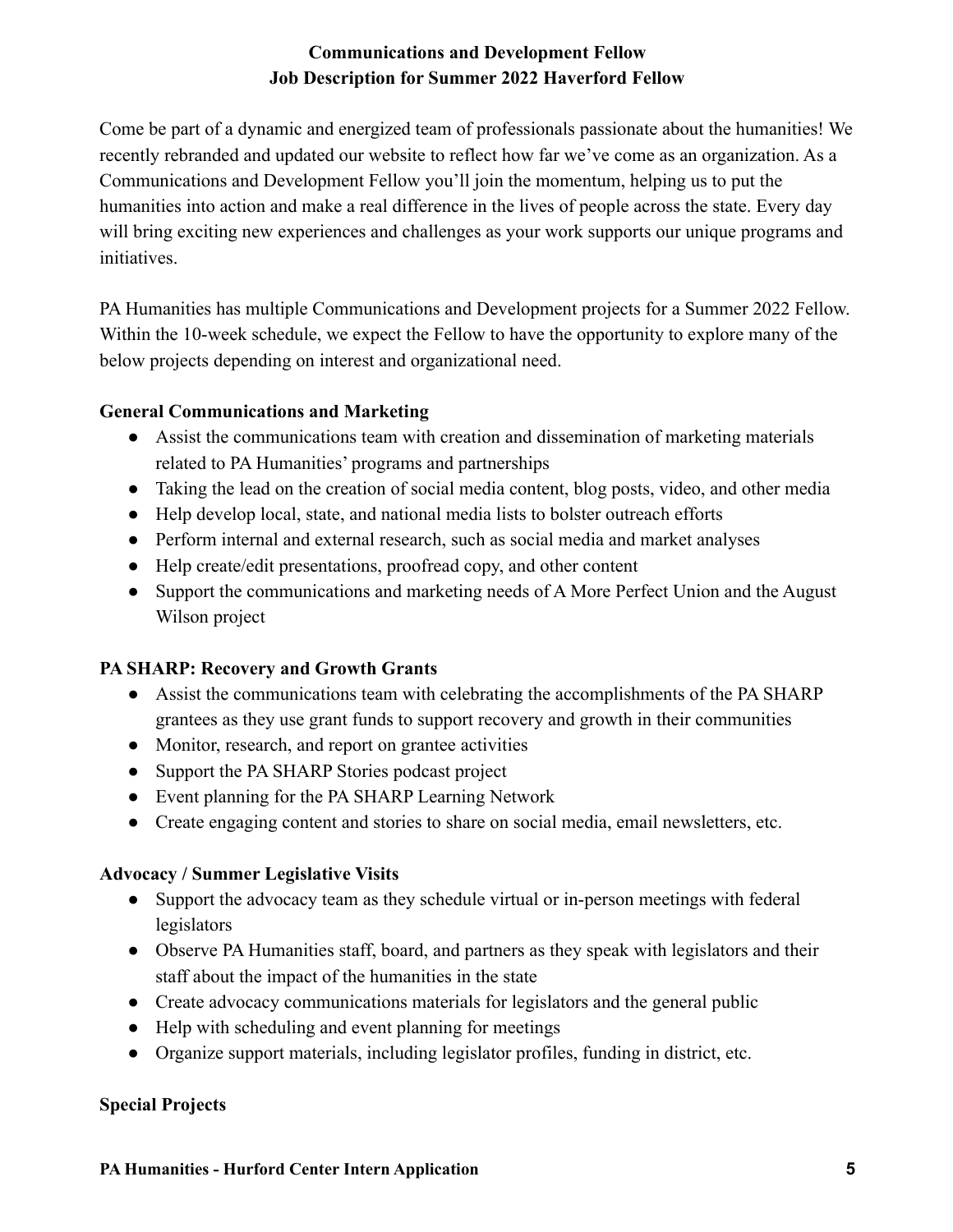**Communications and Development Fellow**
**Job Description for Summer 2022 Haverford Fellow**

Come be part of a dynamic and energized team of professionals passionate about the humanities! We recently rebranded and updated our website to reflect how far we've come as an organization. As a Communications and Development Fellow you'll join the momentum, helping us to put the humanities into action and make a real difference in the lives of people across the state. Every day will bring exciting new experiences and challenges as your work supports our unique programs and initiatives.

PA Humanities has multiple Communications and Development projects for a Summer 2022 Fellow. Within the 10-week schedule, we expect the Fellow to have the opportunity to explore many of the below projects depending on interest and organizational need.

**General Communications and Marketing**

- Assist the communications team with creation and dissemination of marketing materials related to PA Humanities' programs and partnerships
- Taking the lead on the creation of social media content, blog posts, video, and other media
- Help develop local, state, and national media lists to bolster outreach efforts
- Perform internal and external research, such as social media and market analyses
- Help create/edit presentations, proofread copy, and other content
- Support the communications and marketing needs of A More Perfect Union and the August Wilson project

**PA SHARP: Recovery and Growth Grants**

- Assist the communications team with celebrating the accomplishments of the PA SHARP grantees as they use grant funds to support recovery and growth in their communities
- Monitor, research, and report on grantee activities
- Support the PA SHARP Stories podcast project
- Event planning for the PA SHARP Learning Network
- Create engaging content and stories to share on social media, email newsletters, etc.

**Advocacy / Summer Legislative Visits**

- Support the advocacy team as they schedule virtual or in-person meetings with federal legislators
- Observe PA Humanities staff, board, and partners as they speak with legislators and their staff about the impact of the humanities in the state
- Create advocacy communications materials for legislators and the general public
- Help with scheduling and event planning for meetings
- Organize support materials, including legislator profiles, funding in district, etc.

**Special Projects**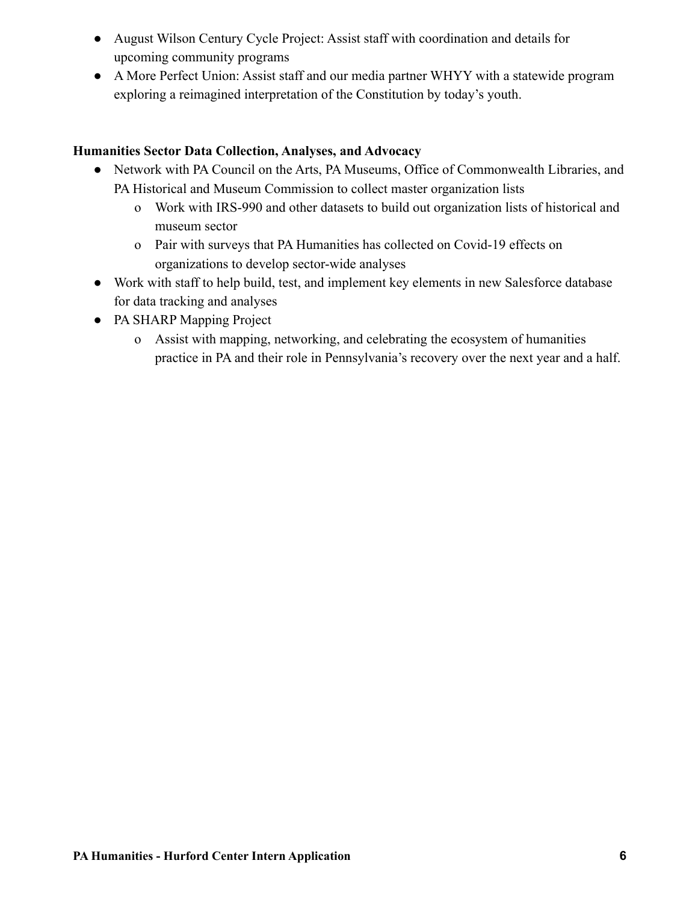- August Wilson Century Cycle Project: Assist staff with coordination and details for upcoming community programs
- A More Perfect Union: Assist staff and our media partner WHYY with a statewide program exploring a reimagined interpretation of the Constitution by today's youth.

**Humanities Sector Data Collection, Analyses, and Advocacy**

- Network with PA Council on the Arts, PA Museums, Office of Commonwealth Libraries, and PA Historical and Museum Commission to collect master organization lists
  - Work with IRS-990 and other datasets to build out organization lists of historical and museum sector
  - Pair with surveys that PA Humanities has collected on Covid-19 effects on organizations to develop sector-wide analyses
- Work with staff to help build, test, and implement key elements in new Salesforce database for data tracking and analyses
- PA SHARP Mapping Project
  - Assist with mapping, networking, and celebrating the ecosystem of humanities practice in PA and their role in Pennsylvania's recovery over the next year and a half.